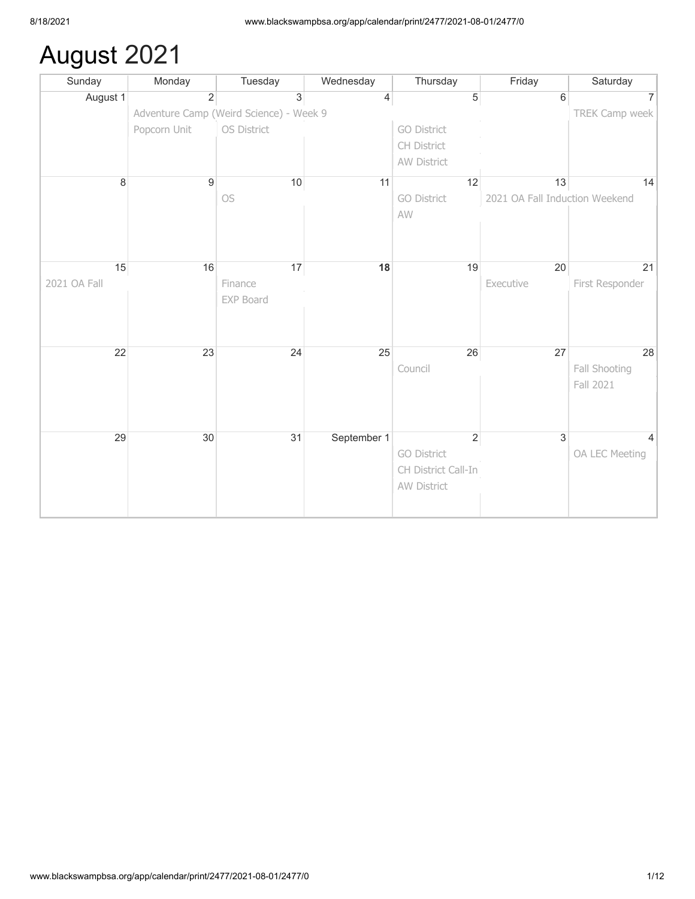# August 2021

| Sunday | Monday | Tuesday | Wednesday | Thursday | Friday | Saturday |
|---|---|---|---|---|---|---|
| August 1 | 2<br>Adventure Camp (Weird Science) - Week 9<br>Popcorn Unit | 3<br>OS District | 4 | 5<br>GO District<br>CH District<br>AW District | 6 | 7<br>TREK Camp week |
| 8 | 9 | 10<br>OS | 11 | 12<br>GO District<br>AW | 13<br>2021 OA Fall Induction Weekend | 14 |
| 15<br>2021 OA Fall | 16 | 17<br>Finance<br>EXP Board | **18** | 19 | 20<br>Executive | 21<br>First Responder |
| 22 | 23 | 24 | 25 | 26<br>Council | 27 | 28<br>Fall Shooting<br>Fall 2021 |
| 29 | 30 | 31 | September 1 | 2<br>GO District<br>CH District Call-In<br>AW District | 3 | 4<br>OA LEC Meeting |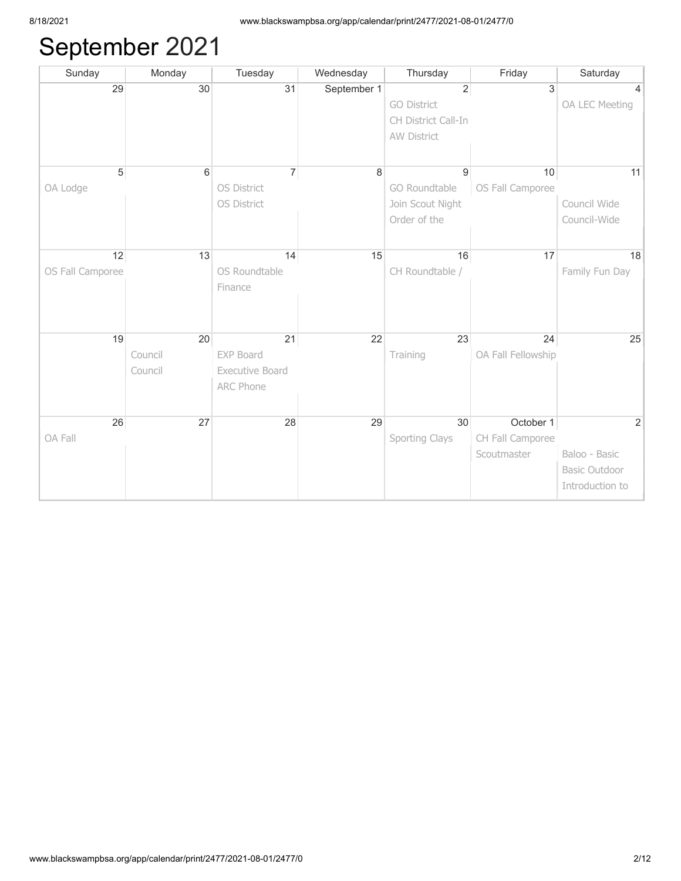# September 2021

| Sunday | Monday | Tuesday | Wednesday | Thursday | Friday | Saturday |
|---|---|---|---|---|---|---|
| 29 | 30 | 31 | September 1 | 2<br>GO District<br>CH District Call-In<br>AW District | 3 | 4<br>OA LEC Meeting |
| 5<br>OA Lodge | 6 | 7<br>OS District<br>OS District | 8 | 9<br>GO Roundtable<br>Join Scout Night<br>Order of the | 10<br>OS Fall Camporee | 11<br>Council Wide<br>Council-Wide |
| 12<br>OS Fall Camporee | 13 | 14<br>OS Roundtable<br>Finance | 15 | 16<br>CH Roundtable / | 17 | 18<br>Family Fun Day |
| 19 | 20<br>Council<br>Council | 21<br>EXP Board<br>Executive Board<br>ARC Phone | 22 | 23<br>Training | 24<br>OA Fall Fellowship | 25 |
| 26<br>OA Fall | 27 | 28 | 29 | 30<br>Sporting Clays | October 1<br>CH Fall Camporee<br>Scoutmaster | 2<br>Baloo - Basic<br>Basic Outdoor<br>Introduction to |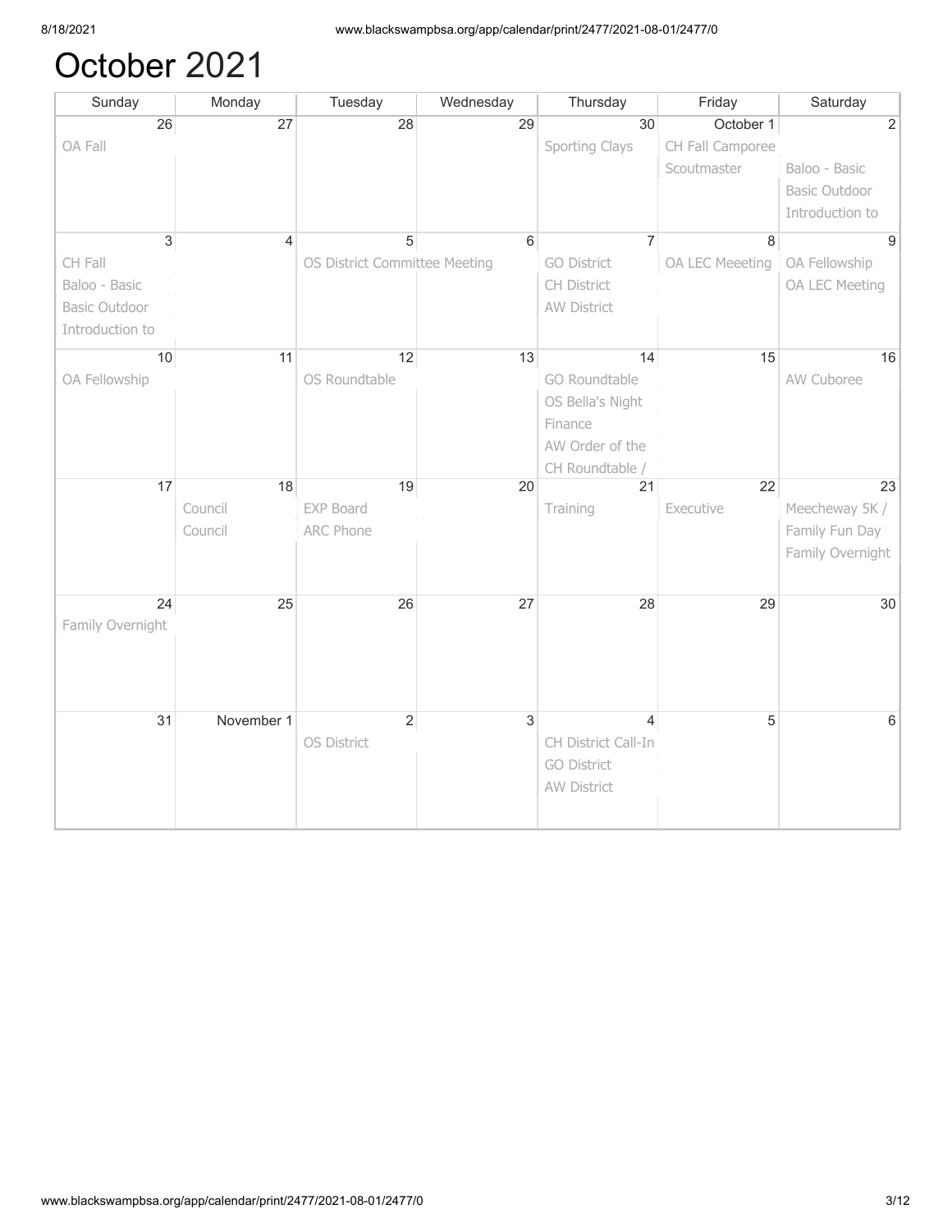# October 2021

| Sunday | Monday | Tuesday | Wednesday | Thursday | Friday | Saturday |
|---|---|---|---|---|---|---|
| 26<br>OA Fall | 27 | 28 | 29 | 30<br>Sporting Clays | October 1<br>CH Fall Camporee<br>Scoutmaster | 2<br>Baloo - Basic<br>Basic Outdoor<br>Introduction to |
| 3<br>CH Fall<br>Baloo - Basic<br>Basic Outdoor<br>Introduction to | 4 | 5<br>OS District Committee Meeting | 6 | 7<br>GO District<br>CH District<br>AW District | 8<br>OA LEC Meeeting | 9<br>OA Fellowship<br>OA LEC Meeting |
| 10<br>OA Fellowship | 11 | 12<br>OS Roundtable | 13 | 14<br>GO Roundtable<br>OS Bella's Night<br>Finance<br>AW Order of the<br>CH Roundtable / | 15 | 16<br>AW Cuboree |
| 17 | 18<br>Council<br>Council | 19<br>EXP Board<br>ARC Phone | 20 | 21<br>Training | 22<br>Executive | 23<br>Meecheway 5K /<br>Family Fun Day<br>Family Overnight |
| 24<br>Family Overnight | 25 | 26 | 27 | 28 | 29 | 30 |
| 31 | November 1 | 2<br>OS District | 3 | 4<br>CH District Call-In<br>GO District<br>AW District | 5 | 6 |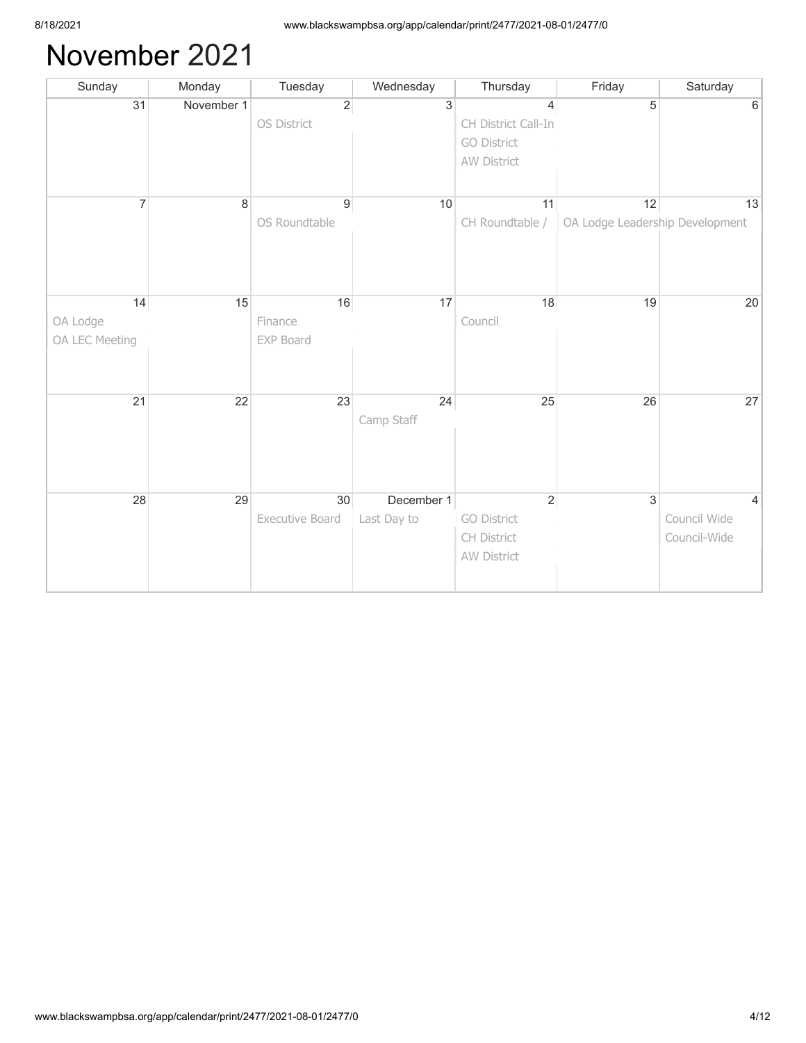# November 2021

| Sunday | Monday | Tuesday | Wednesday | Thursday | Friday | Saturday |
|---|---|---|---|---|---|---|
| 31 | November 1 | 2<br>OS District | 3 | 4<br>CH District Call-In<br>GO District<br>AW District | 5 | 6 |
| 7 | 8 | 9<br>OS Roundtable | 10 | 11<br>CH Roundtable / | 12<br>OA Lodge Leadership Development | 13 |
| 14<br>OA Lodge<br>OA LEC Meeting | 15 | 16<br>Finance<br>EXP Board | 17 | 18<br>Council | 19 | 20 |
| 21 | 22 | 23 | 24<br>Camp Staff | 25 | 26 | 27 |
| 28 | 29 | 30<br>Executive Board | December 1<br>Last Day to | 2<br>GO District<br>CH District<br>AW District | 3 | 4<br>Council Wide<br>Council-Wide |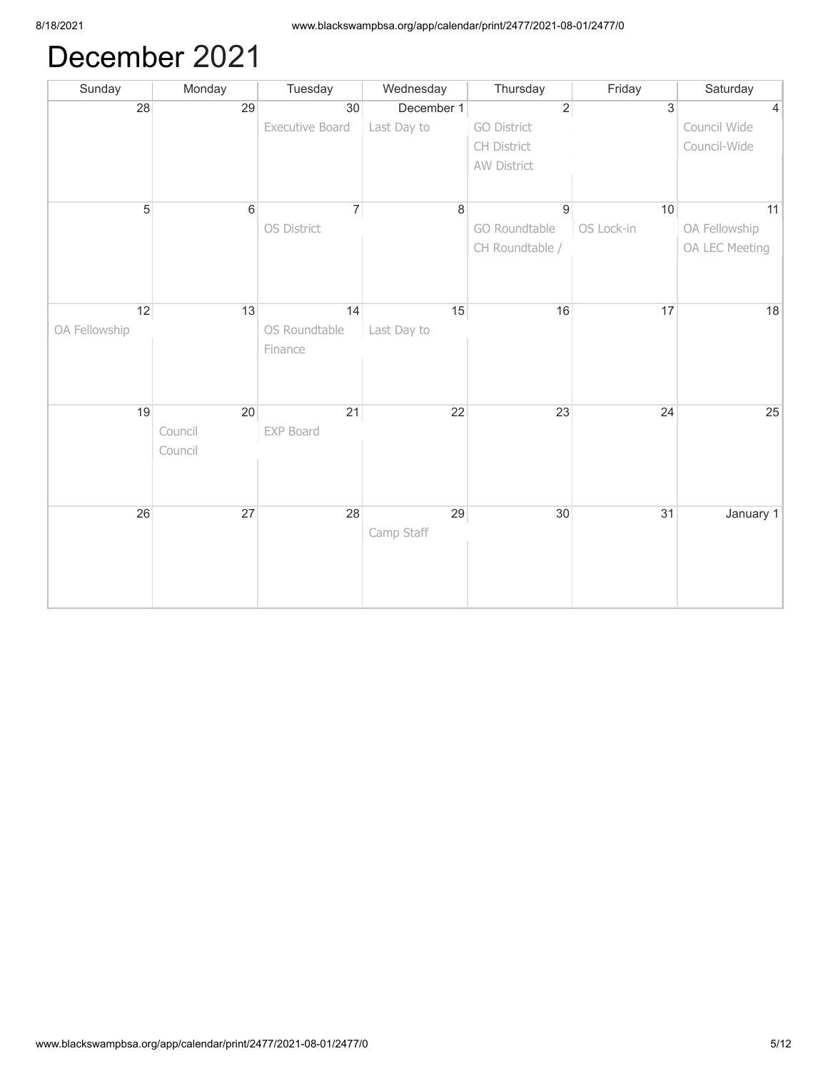# December 2021

| Sunday | Monday | Tuesday | Wednesday | Thursday | Friday | Saturday |
|---|---|---|---|---|---|---|
| 28 | 29 | 30<br>Executive Board | December 1<br>Last Day to | 2<br>GO District<br>CH District<br>AW District | 3 | 4<br>Council Wide<br>Council-Wide |
| 5 | 6 | 7<br>OS District | 8 | 9<br>GO Roundtable<br>CH Roundtable / | 10<br>OS Lock-in | 11<br>OA Fellowship<br>OA LEC Meeting |
| 12<br>OA Fellowship | 13 | 14<br>OS Roundtable<br>Finance | 15<br>Last Day to | 16 | 17 | 18 |
| 19 | 20<br>Council<br>Council | 21<br>EXP Board | 22 | 23 | 24 | 25 |
| 26 | 27 | 28 | 29<br>Camp Staff | 30 | 31 | January 1 |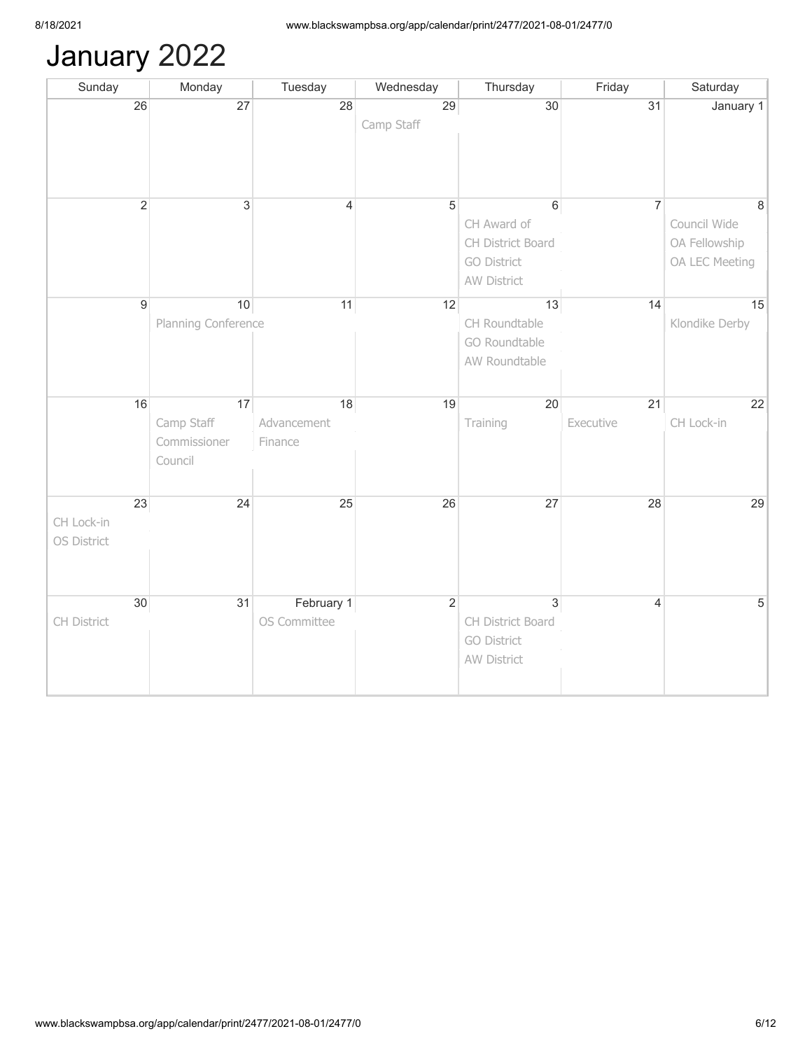# January 2022

| Sunday | Monday | Tuesday | Wednesday | Thursday | Friday | Saturday |
|---|---|---|---|---|---|---|
| 26 | 27 | 28 | 29<br>Camp Staff | 30 | 31 | January 1 |
| 2 | 3 | 4 | 5 | 6<br>CH Award of<br>CH District Board<br>GO District<br>AW District | 7 | 8<br>Council Wide<br>OA Fellowship<br>OA LEC Meeting |
| 9 | 10<br>Planning Conference | 11 | 12 | 13<br>CH Roundtable<br>GO Roundtable<br>AW Roundtable | 14 | 15<br>Klondike Derby |
| 16 | 17<br>Camp Staff<br>Commissioner<br>Council | 18<br>Advancement<br>Finance | 19 | 20<br>Training | 21<br>Executive | 22<br>CH Lock-in |
| 23<br>CH Lock-in<br>OS District | 24 | 25 | 26 | 27 | 28 | 29 |
| 30<br>CH District | 31 | February 1<br>OS Committee | 2 | 3<br>CH District Board<br>GO District<br>AW District | 4 | 5 |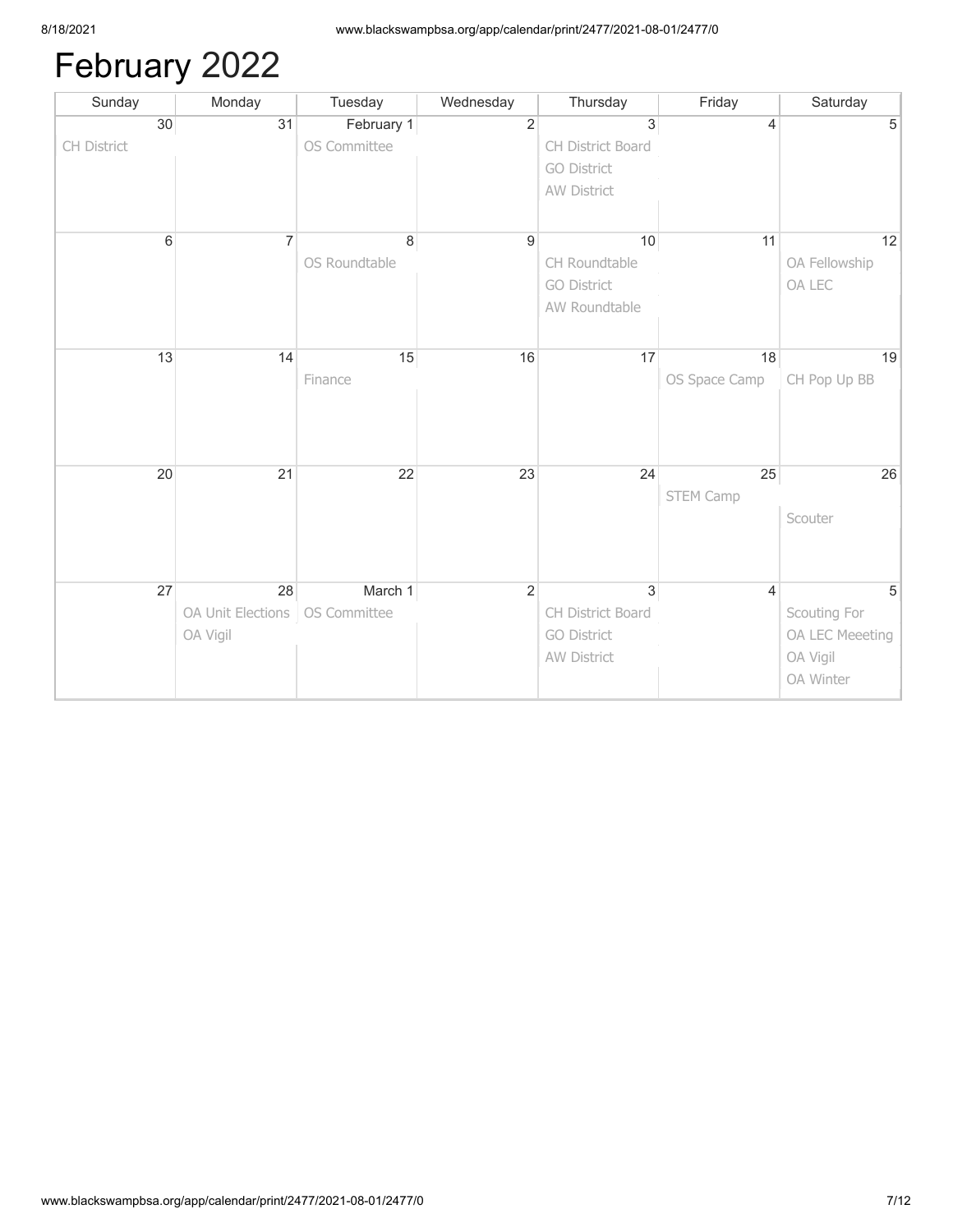# February 2022

| Sunday | Monday | Tuesday | Wednesday | Thursday | Friday | Saturday |
|---|---|---|---|---|---|---|
| 30<br>CH District | 31 | February 1<br>OS Committee | 2 | 3<br>CH District Board<br>GO District<br>AW District | 4 | 5 |
| 6 | 7 | 8<br>OS Roundtable | 9 | 10<br>CH Roundtable<br>GO District<br>AW Roundtable | 11 | 12<br>OA Fellowship<br>OA LEC |
| 13 | 14 | 15<br>Finance | 16 | 17 | 18<br>OS Space Camp | 19<br>CH Pop Up BB |
| 20 | 21 | 22 | 23 | 24 | 25<br>STEM Camp | 26<br>Scouter |
| 27 | 28<br>OA Unit Elections<br>OA Vigil | March 1<br>OS Committee | 2 | 3<br>CH District Board<br>GO District<br>AW District | 4 | 5<br>Scouting For<br>OA LEC Meeeting<br>OA Vigil<br>OA Winter |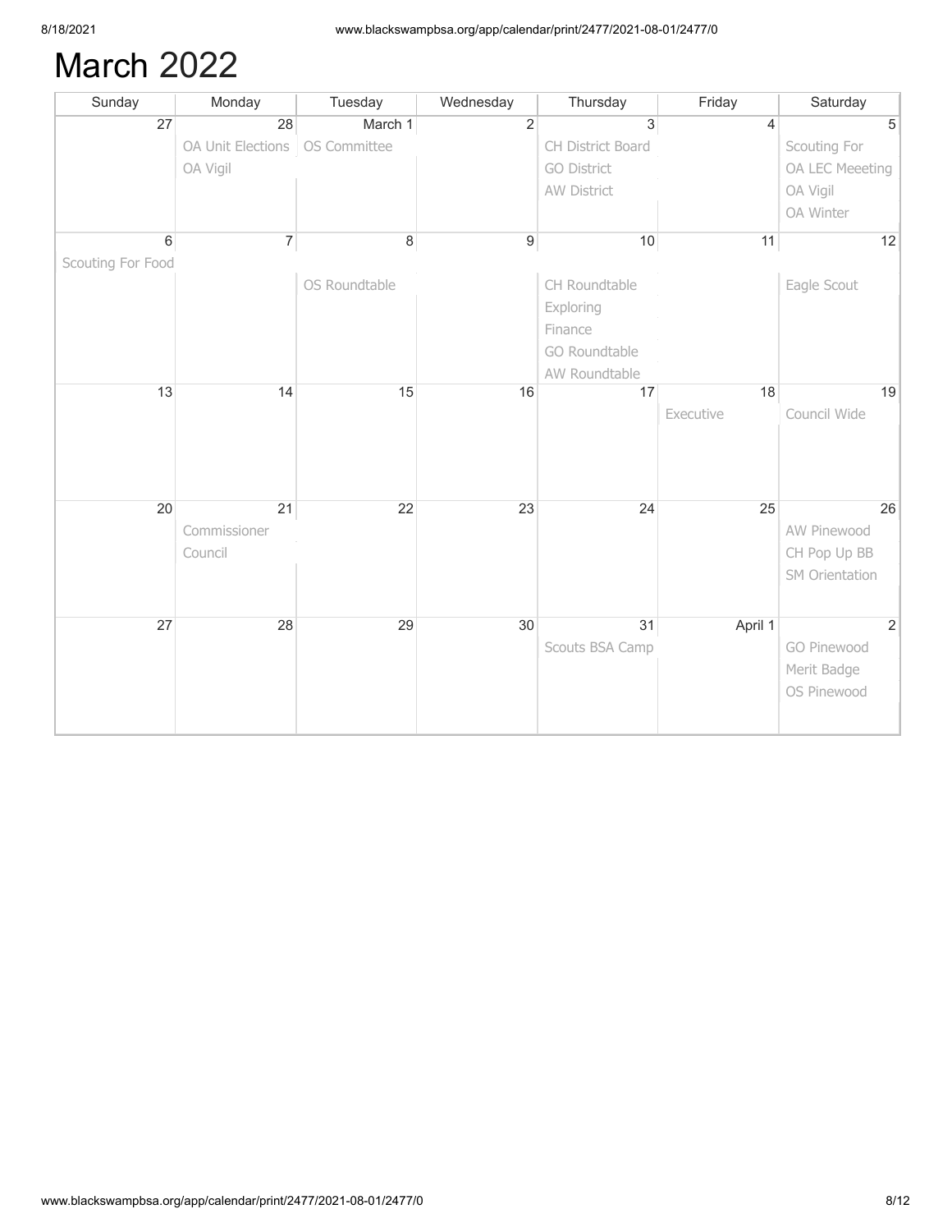# March 2022

| Sunday | Monday | Tuesday | Wednesday | Thursday | Friday | Saturday |
|---|---|---|---|---|---|---|
| 27 | 28<br>OA Unit Elections<br>OA Vigil | March 1<br>OS Committee | 2 | 3<br>CH District Board<br>GO District<br>AW District | 4 | 5<br>Scouting For<br>OA LEC Meeeting<br>OA Vigil<br>OA Winter |
| 6<br>Scouting For Food | 7 | 8<br>OS Roundtable | 9 | 10<br>CH Roundtable<br>Exploring<br>Finance<br>GO Roundtable<br>AW Roundtable | 11 | 12<br>Eagle Scout |
| 13 | 14 | 15 | 16 | 17 | 18<br>Executive | 19<br>Council Wide |
| 20 | 21<br>Commissioner<br>Council | 22 | 23 | 24 | 25 | 26<br>AW Pinewood<br>CH Pop Up BB<br>SM Orientation |
| 27 | 28 | 29 | 30 | 31<br>Scouts BSA Camp | April 1 | 2<br>GO Pinewood<br>Merit Badge<br>OS Pinewood |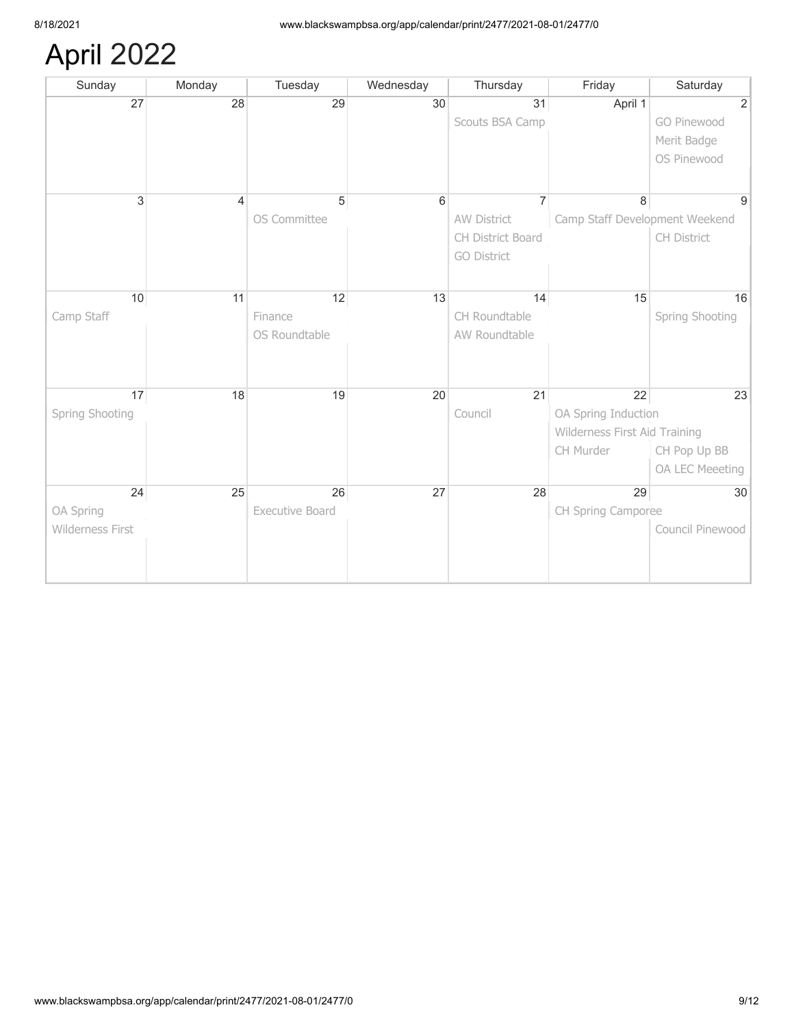# April 2022

| Sunday | Monday | Tuesday | Wednesday | Thursday | Friday | Saturday |
|---|---|---|---|---|---|---|
| 27 | 28 | 29 | 30 | 31<br>Scouts BSA Camp | April 1 | 2<br>GO Pinewood<br>Merit Badge<br>OS Pinewood |
| 3 | 4 | 5<br>OS Committee | 6 | 7<br>AW District<br>CH District Board<br>GO District | 8<br>Camp Staff Development Weekend | 9<br>CH District |
| 10<br>Camp Staff | 11 | 12<br>Finance<br>OS Roundtable | 13 | 14<br>CH Roundtable<br>AW Roundtable | 15 | 16<br>Spring Shooting |
| 17<br>Spring Shooting | 18 | 19 | 20 | 21<br>Council | 22<br>OA Spring Induction<br>Wilderness First Aid Training<br>CH Murder | 23<br>CH Pop Up BB<br>OA LEC Meeeting |
| 24<br>OA Spring<br>Wilderness First | 25 | 26<br>Executive Board | 27 | 28 | 29<br>CH Spring Camporee | 30<br>Council Pinewood |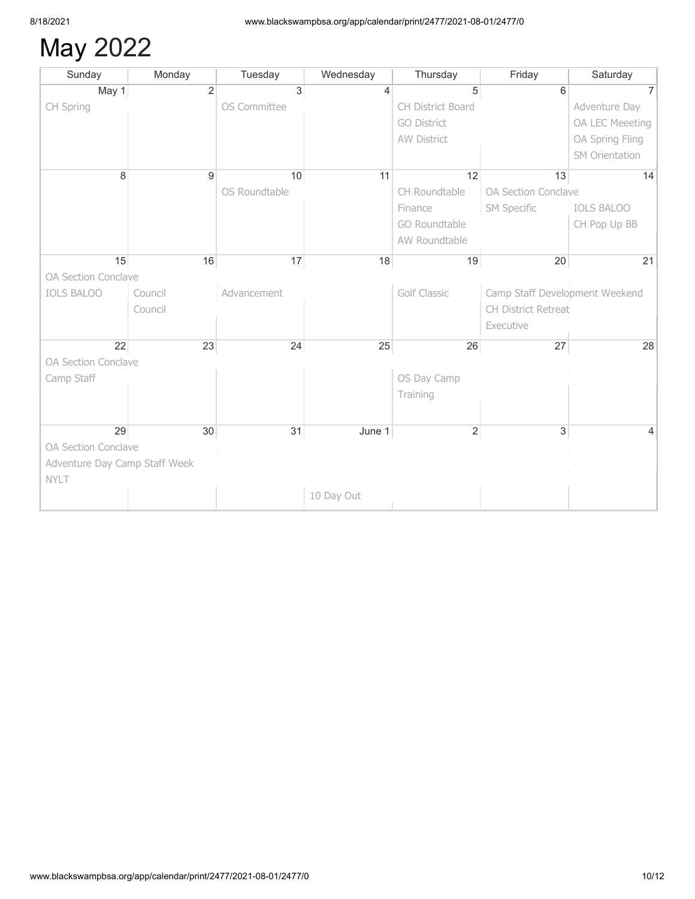# May 2022

| Sunday | Monday | Tuesday | Wednesday | Thursday | Friday | Saturday |
|---|---|---|---|---|---|---|
| May 1<br>CH Spring | 2 | 3<br>OS Committee | 4 | 5<br>CH District Board<br>GO District<br>AW District | 6 | 7<br>Adventure Day<br>OA LEC Meeeting<br>OA Spring Fling<br>SM Orientation |
| 8 | 9 | 10<br>OS Roundtable | 11 | 12<br>CH Roundtable<br>Finance<br>GO Roundtable<br>AW Roundtable | 13<br>OA Section Conclave<br>SM Specific | 14<br>OA Section Conclave<br>IOLS BALOO<br>CH Pop Up BB |
| 15<br>OA Section Conclave<br>IOLS BALOO | 16<br>Council<br>Council | 17<br>Advancement | 18 | 19<br>Golf Classic | 20<br>Camp Staff Development Weekend<br>CH District Retreat<br>Executive | 21<br>Camp Staff Development Weekend |
| 22<br>OA Section Conclave<br>Camp Staff | 23 | 24 | 25 | 26<br>OS Day Camp<br>Training | 27 | 28 |
| 29<br>OA Section Conclave<br>Adventure Day Camp Staff Week<br>NYLT | 30 | 31 | June 1<br>10 Day Out | 2 | 3 | 4 |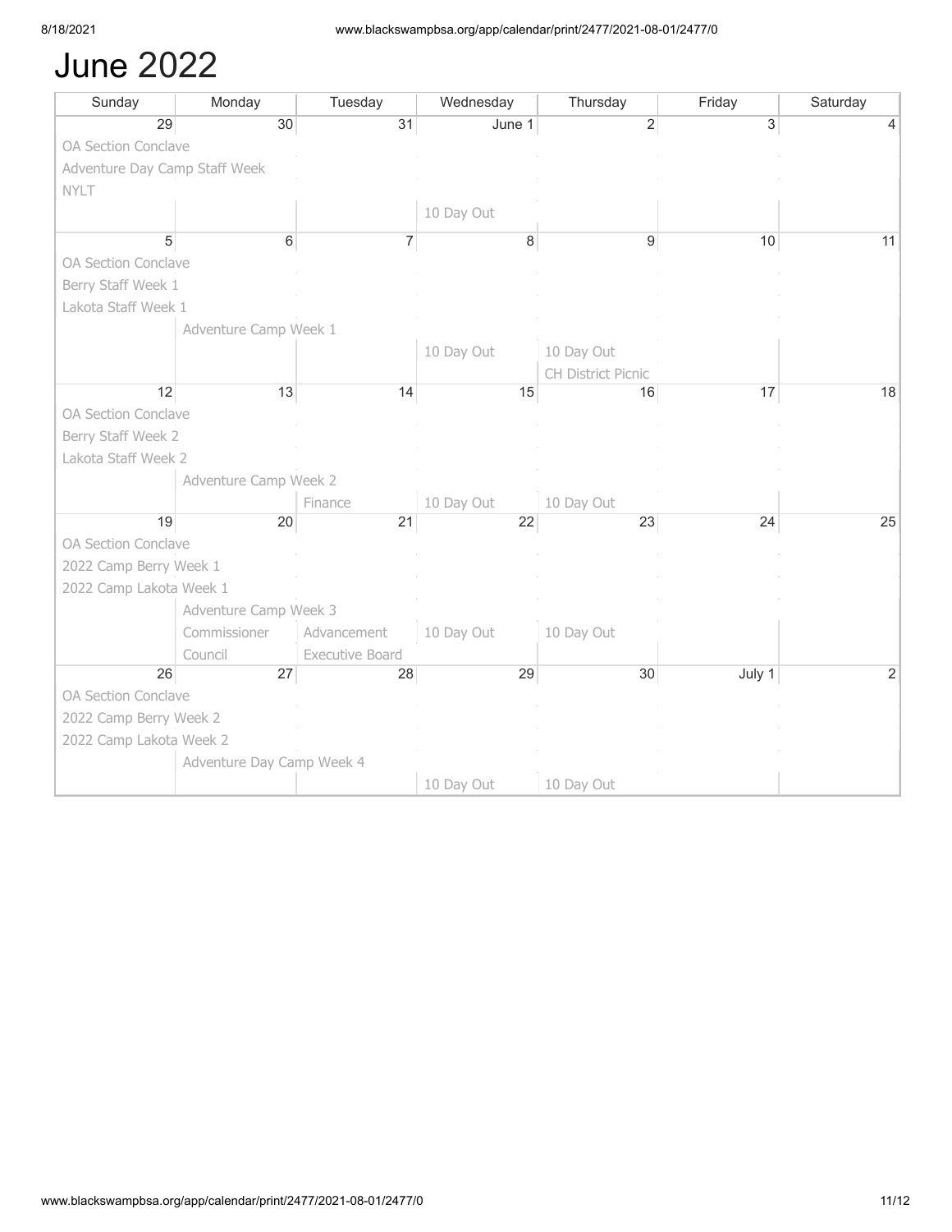# June 2022

| Sunday | Monday | Tuesday | Wednesday | Thursday | Friday | Saturday |
|---|---|---|---|---|---|---|
| 29<br>OA Section Conclave<br>Adventure Day Camp Staff Week<br>NYLT | 30 | 31 | June 1<br>10 Day Out | 2 | 3 | 4 |
| 5<br>OA Section Conclave<br>Berry Staff Week 1<br>Lakota Staff Week 1 | 6<br>Adventure Camp Week 1 | 7 | 8<br>10 Day Out | 9<br>10 Day Out<br>CH District Picnic | 10 | 11 |
| 12<br>OA Section Conclave<br>Berry Staff Week 2<br>Lakota Staff Week 2 | 13<br>Adventure Camp Week 2 | 14<br>Finance | 15<br>10 Day Out | 16<br>10 Day Out | 17 | 18 |
| 19<br>OA Section Conclave<br>2022 Camp Berry Week 1<br>2022 Camp Lakota Week 1 | 20<br>Adventure Camp Week 3<br>Commissioner Council | 21<br>Advancement<br>Executive Board | 22<br>10 Day Out | 23<br>10 Day Out | 24 | 25 |
| 26<br>OA Section Conclave<br>2022 Camp Berry Week 2<br>2022 Camp Lakota Week 2 | 27<br>Adventure Day Camp Week 4 | 28 | 29<br>10 Day Out | 30<br>10 Day Out | July 1 | 2 |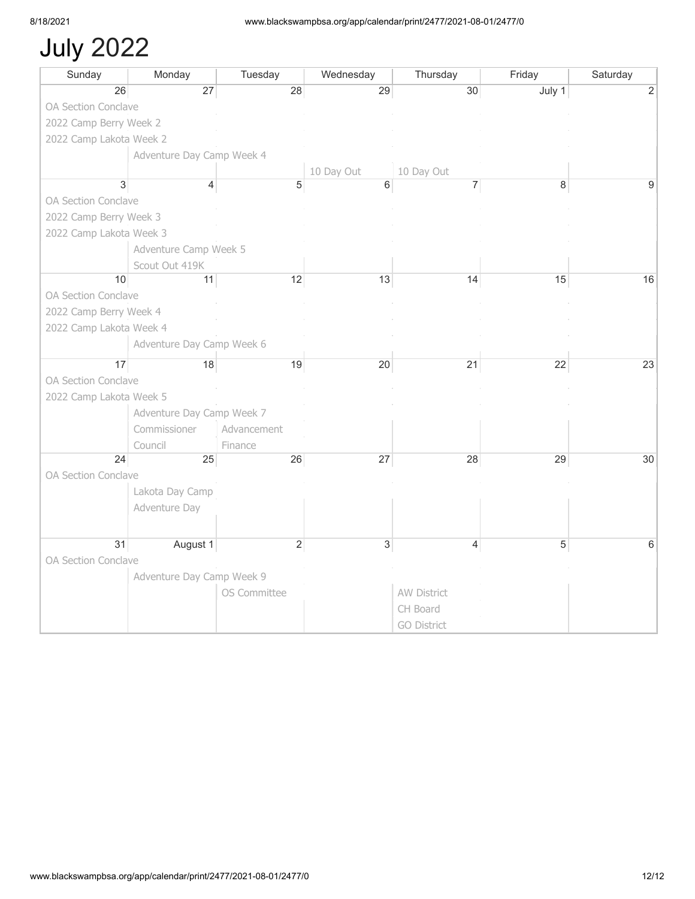# July 2022

| Sunday | Monday | Tuesday | Wednesday | Thursday | Friday | Saturday |
|---|---|---|---|---|---|---|
| 26<br>OA Section Conclave<br>2022 Camp Berry Week 2<br>2022 Camp Lakota Week 2 | 27<br>Adventure Day Camp Week 4 | 28 | 29<br>10 Day Out | 30<br>10 Day Out | July 1 | 2 |
| 3<br>OA Section Conclave<br>2022 Camp Berry Week 3<br>2022 Camp Lakota Week 3 | 4<br>Adventure Camp Week 5<br>Scout Out 419K | 5 | 6 | 7 | 8 | 9 |
| 10<br>OA Section Conclave<br>2022 Camp Berry Week 4<br>2022 Camp Lakota Week 4 | 11<br>Adventure Day Camp Week 6 | 12 | 13 | 14 | 15 | 16 |
| 17<br>OA Section Conclave<br>2022 Camp Lakota Week 5 | 18<br>Adventure Day Camp Week 7<br>Commissioner<br>Council | 19<br>Advancement<br>Finance | 20 | 21 | 22 | 23 |
| 24<br>OA Section Conclave | 25<br>Lakota Day Camp<br>Adventure Day | 26 | 27 | 28 | 29 | 30 |
| 31<br>OA Section Conclave | August 1<br>Adventure Day Camp Week 9 | 2<br>OS Committee | 3 | 4<br>AW District<br>CH Board<br>GO District | 5 | 6 |